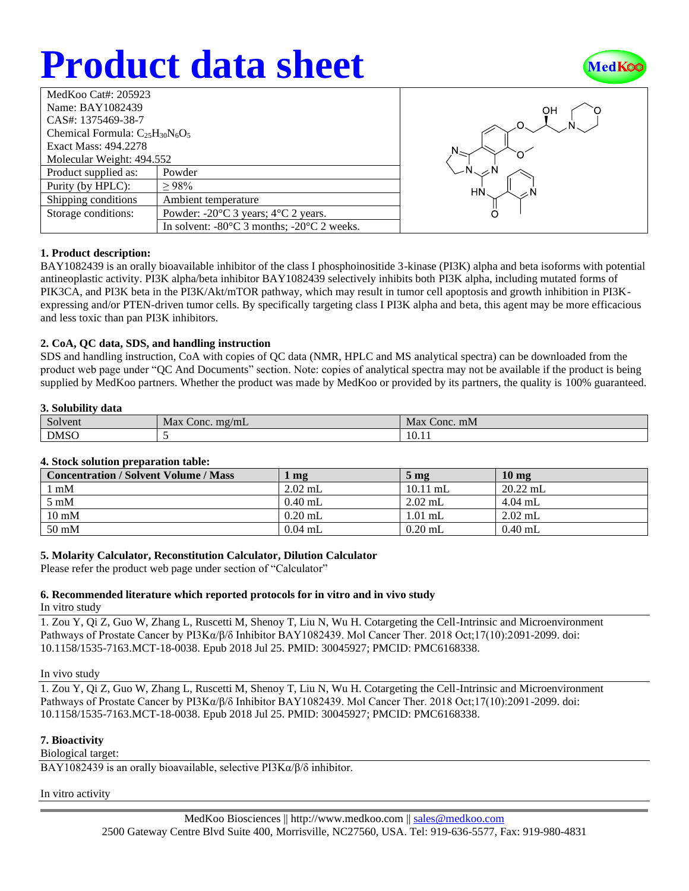# Product data sheet

| MedKoo Cat#: 205923 | |
|---|---|
| Name: BAY1082439 | |
| CAS#: 1375469-38-7 | |
| Chemical Formula: $C_{25}H_{30}N_6O_5$ | |
| Exact Mass: 494.2278 | |
| Molecular Weight: 494.552 | |
| Product supplied as: | Powder |
| Purity (by HPLC): | ≥ 98% |
| Shipping conditions | Ambient temperature |
| Storage conditions: | Powder: -20°C 3 years; 4°C 2 years. |
| | In solvent: -80°C 3 months; -20°C 2 weeks. |

### 1. Product description:

BAY1082439 is an orally bioavailable inhibitor of the class I phosphoinositide 3-kinase (PI3K) alpha and beta isoforms with potential antineoplastic activity. PI3K alpha/beta inhibitor BAY1082439 selectively inhibits both PI3K alpha, including mutated forms of PIK3CA, and PI3K beta in the PI3K/Akt/mTOR pathway, which may result in tumor cell apoptosis and growth inhibition in PI3K-expressing and/or PTEN-driven tumor cells. By specifically targeting class I PI3K alpha and beta, this agent may be more efficacious and less toxic than pan PI3K inhibitors.

### 2. CoA, QC data, SDS, and handling instruction

SDS and handling instruction, CoA with copies of QC data (NMR, HPLC and MS analytical spectra) can be downloaded from the product web page under "QC And Documents" section. Note: copies of analytical spectra may not be available if the product is being supplied by MedKoo partners. Whether the product was made by MedKoo or provided by its partners, the quality is 100% guaranteed.

### 3. Solubility data

| Solvent | Max Conc. mg/mL | Max Conc. mM |
|---|---|---|
| DMSO | 5 | 10.11 |

### 4. Stock solution preparation table:

| Concentration / Solvent Volume / Mass | 1 mg | 5 mg | 10 mg |
|---|---|---|---|
| 1 mM | 2.02 mL | 10.11 mL | 20.22 mL |
| 5 mM | 0.40 mL | 2.02 mL | 4.04 mL |
| 10 mM | 0.20 mL | 1.01 mL | 2.02 mL |
| 50 mM | 0.04 mL | 0.20 mL | 0.40 mL |

### 5. Molarity Calculator, Reconstitution Calculator, Dilution Calculator

Please refer the product web page under section of "Calculator"

### 6. Recommended literature which reported protocols for in vitro and in vivo study

In vitro study

1. Zou Y, Qi Z, Guo W, Zhang L, Ruscetti M, Shenoy T, Liu N, Wu H. Cotargeting the Cell-Intrinsic and Microenvironment Pathways of Prostate Cancer by PI3Kα/β/δ Inhibitor BAY1082439. Mol Cancer Ther. 2018 Oct;17(10):2091-2099. doi: 10.1158/1535-7163.MCT-18-0038. Epub 2018 Jul 25. PMID: 30045927; PMCID: PMC6168338.

In vivo study

1. Zou Y, Qi Z, Guo W, Zhang L, Ruscetti M, Shenoy T, Liu N, Wu H. Cotargeting the Cell-Intrinsic and Microenvironment Pathways of Prostate Cancer by PI3Kα/β/δ Inhibitor BAY1082439. Mol Cancer Ther. 2018 Oct;17(10):2091-2099. doi: 10.1158/1535-7163.MCT-18-0038. Epub 2018 Jul 25. PMID: 30045927; PMCID: PMC6168338.

### 7. Bioactivity

Biological target:

BAY1082439 is an orally bioavailable, selective PI3Kα/β/δ inhibitor.

In vitro activity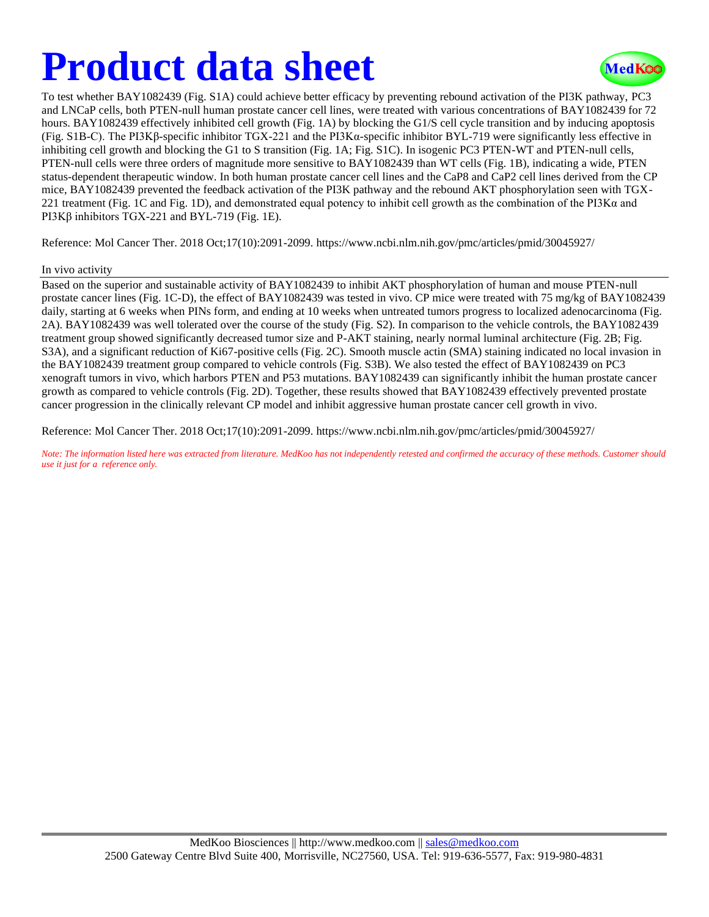# Product data sheet

To test whether BAY1082439 (Fig. S1A) could achieve better efficacy by preventing rebound activation of the PI3K pathway, PC3 and LNCaP cells, both PTEN-null human prostate cancer cell lines, were treated with various concentrations of BAY1082439 for 72 hours. BAY1082439 effectively inhibited cell growth (Fig. 1A) by blocking the G1/S cell cycle transition and by inducing apoptosis (Fig. S1B-C). The PI3Kβ-specific inhibitor TGX-221 and the PI3Kα-specific inhibitor BYL-719 were significantly less effective in inhibiting cell growth and blocking the G1 to S transition (Fig. 1A; Fig. S1C). In isogenic PC3 PTEN-WT and PTEN-null cells, PTEN-null cells were three orders of magnitude more sensitive to BAY1082439 than WT cells (Fig. 1B), indicating a wide, PTEN status-dependent therapeutic window. In both human prostate cancer cell lines and the CaP8 and CaP2 cell lines derived from the CP mice, BAY1082439 prevented the feedback activation of the PI3K pathway and the rebound AKT phosphorylation seen with TGX-221 treatment (Fig. 1C and Fig. 1D), and demonstrated equal potency to inhibit cell growth as the combination of the PI3Kα and PI3Kβ inhibitors TGX-221 and BYL-719 (Fig. 1E).

Reference: Mol Cancer Ther. 2018 Oct;17(10):2091-2099. https://www.ncbi.nlm.nih.gov/pmc/articles/pmid/30045927/

## In vivo activity

Based on the superior and sustainable activity of BAY1082439 to inhibit AKT phosphorylation of human and mouse PTEN-null prostate cancer lines (Fig. 1C-D), the effect of BAY1082439 was tested in vivo. CP mice were treated with 75 mg/kg of BAY1082439 daily, starting at 6 weeks when PINs form, and ending at 10 weeks when untreated tumors progress to localized adenocarcinoma (Fig. 2A). BAY1082439 was well tolerated over the course of the study (Fig. S2). In comparison to the vehicle controls, the BAY1082439 treatment group showed significantly decreased tumor size and P-AKT staining, nearly normal luminal architecture (Fig. 2B; Fig. S3A), and a significant reduction of Ki67-positive cells (Fig. 2C). Smooth muscle actin (SMA) staining indicated no local invasion in the BAY1082439 treatment group compared to vehicle controls (Fig. S3B). We also tested the effect of BAY1082439 on PC3 xenograft tumors in vivo, which harbors PTEN and P53 mutations. BAY1082439 can significantly inhibit the human prostate cancer growth as compared to vehicle controls (Fig. 2D). Together, these results showed that BAY1082439 effectively prevented prostate cancer progression in the clinically relevant CP model and inhibit aggressive human prostate cancer cell growth in vivo.

Reference: Mol Cancer Ther. 2018 Oct;17(10):2091-2099. https://www.ncbi.nlm.nih.gov/pmc/articles/pmid/30045927/

*Note: The information listed here was extracted from literature. MedKoo has not independently retested and confirmed the accuracy of these methods. Customer should use it just for a reference only.*

MedKoo Biosciences || http://www.medkoo.com || sales@medkoo.com
2500 Gateway Centre Blvd Suite 400, Morrisville, NC27560, USA. Tel: 919-636-5577, Fax: 919-980-4831